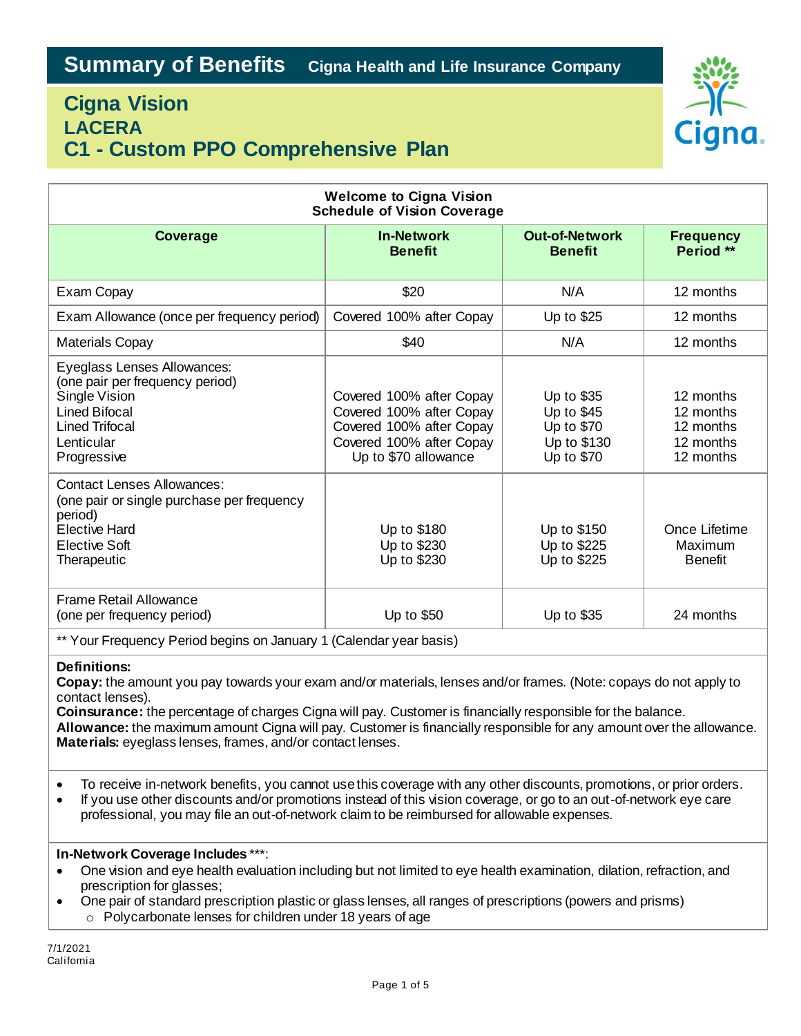# Summary of Benefits Cigna Health and Life Insurance Company

## Cigna Vision
## LACERA
## C1 - Custom PPO Comprehensive Plan

**Welcome to Cigna Vision**
**Schedule of Vision Coverage**

| Coverage | In-Network Benefit | Out-of-Network Benefit | Frequency Period ** |
|---|---|---|---|
| Exam Copay | $20 | N/A | 12 months |
| Exam Allowance (once per frequency period) | Covered 100% after Copay | Up to $25 | 12 months |
| Materials Copay | $40 | N/A | 12 months |
| Eyeglass Lenses Allowances: (one pair per frequency period) | | | |
| Single Vision | Covered 100% after Copay | Up to $35 | 12 months |
| Lined Bifocal | Covered 100% after Copay | Up to $45 | 12 months |
| Lined Trifocal | Covered 100% after Copay | Up to $70 | 12 months |
| Lenticular | Covered 100% after Copay | Up to $130 | 12 months |
| Progressive | Up to $70 allowance | Up to $70 | 12 months |
| Contact Lenses Allowances: (one pair or single purchase per frequency period) | | | Once Lifetime Maximum Benefit |
| Elective Hard | Up to $180 | Up to $150 | |
| Elective Soft | Up to $230 | Up to $225 | |
| Therapeutic | Up to $230 | Up to $225 | |
| Frame Retail Allowance (one per frequency period) | Up to $50 | Up to $35 | 24 months |

** Your Frequency Period begins on January 1 (Calendar year basis)

**Definitions:**
**Copay:** the amount you pay towards your exam and/or materials, lenses and/or frames. (Note: copays do not apply to contact lenses).
**Coinsurance:** the percentage of charges Cigna will pay. Customer is financially responsible for the balance.
**Allowance:** the maximum amount Cigna will pay. Customer is financially responsible for any amount over the allowance.
**Materials:** eyeglass lenses, frames, and/or contact lenses.

- To receive in-network benefits, you cannot use this coverage with any other discounts, promotions, or prior orders.
- If you use other discounts and/or promotions instead of this vision coverage, or go to an out-of-network eye care professional, you may file an out-of-network claim to be reimbursed for allowable expenses.

**In-Network Coverage Includes** ***:
- One vision and eye health evaluation including but not limited to eye health examination, dilation, refraction, and prescription for glasses;
- One pair of standard prescription plastic or glass lenses, all ranges of prescriptions (powers and prisms)
  - Polycarbonate lenses for children under 18 years of age

7/1/2021
California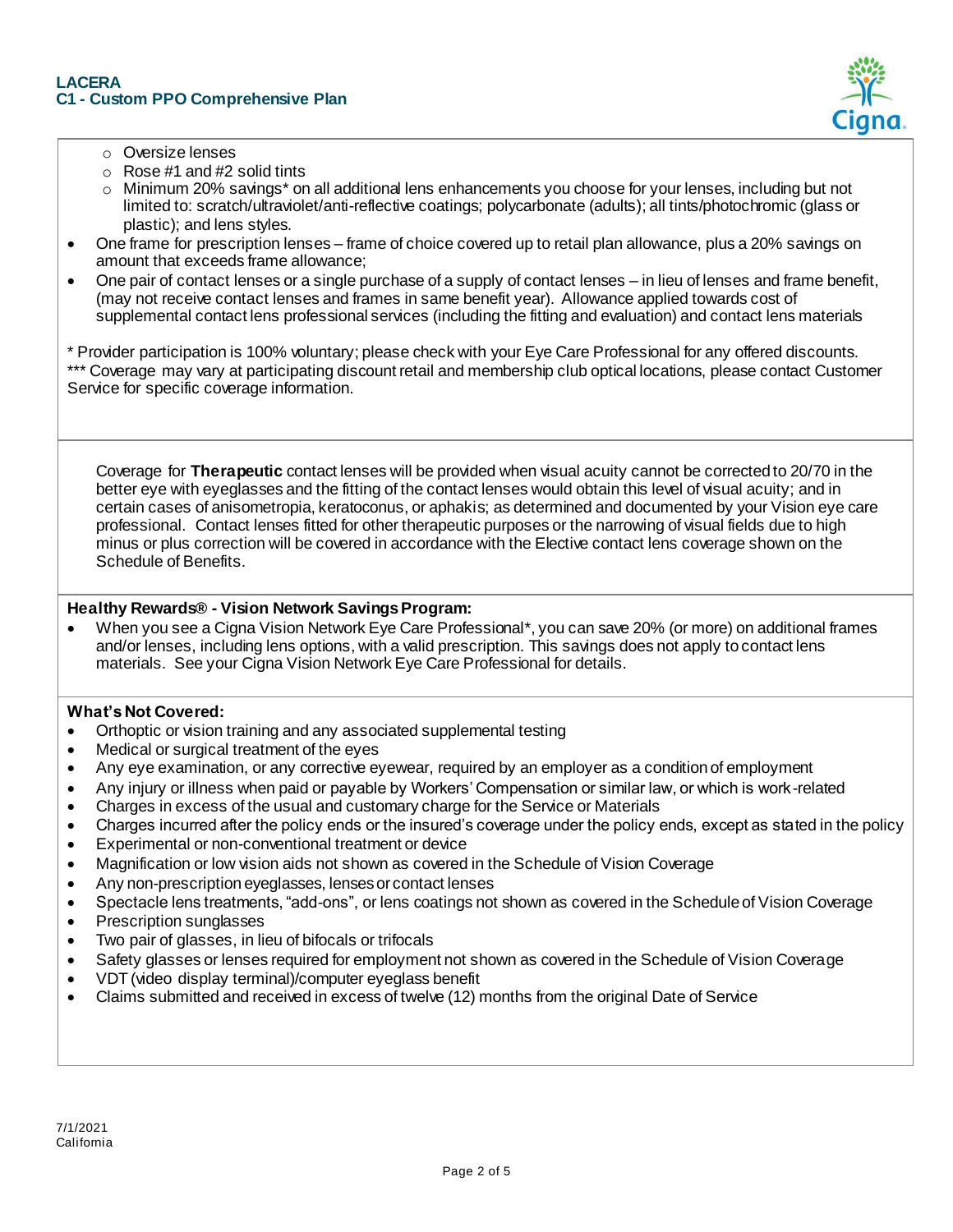- Oversize lenses
  - Rose #1 and #2 solid tints
  - Minimum 20% savings* on all additional lens enhancements you choose for your lenses, including but not limited to: scratch/ultraviolet/anti-reflective coatings; polycarbonate (adults); all tints/photochromic (glass or plastic); and lens styles.
- One frame for prescription lenses – frame of choice covered up to retail plan allowance, plus a 20% savings on amount that exceeds frame allowance;
- One pair of contact lenses or a single purchase of a supply of contact lenses – in lieu of lenses and frame benefit, (may not receive contact lenses and frames in same benefit year). Allowance applied towards cost of supplemental contact lens professional services (including the fitting and evaluation) and contact lens materials

* Provider participation is 100% voluntary; please check with your Eye Care Professional for any offered discounts.
*** Coverage may vary at participating discount retail and membership club optical locations, please contact Customer Service for specific coverage information.

Coverage for **Therapeutic** contact lenses will be provided when visual acuity cannot be corrected to 20/70 in the better eye with eyeglasses and the fitting of the contact lenses would obtain this level of visual acuity; and in certain cases of anisometropia, keratoconus, or aphakis; as determined and documented by your Vision eye care professional. Contact lenses fitted for other therapeutic purposes or the narrowing of visual fields due to high minus or plus correction will be covered in accordance with the Elective contact lens coverage shown on the Schedule of Benefits.

**Healthy Rewards® - Vision Network Savings Program:**

- When you see a Cigna Vision Network Eye Care Professional*, you can save 20% (or more) on additional frames and/or lenses, including lens options, with a valid prescription. This savings does not apply to contact lens materials. See your Cigna Vision Network Eye Care Professional for details.

**What's Not Covered:**

- Orthoptic or vision training and any associated supplemental testing
- Medical or surgical treatment of the eyes
- Any eye examination, or any corrective eyewear, required by an employer as a condition of employment
- Any injury or illness when paid or payable by Workers' Compensation or similar law, or which is work-related
- Charges in excess of the usual and customary charge for the Service or Materials
- Charges incurred after the policy ends or the insured's coverage under the policy ends, except as stated in the policy
- Experimental or non-conventional treatment or device
- Magnification or low vision aids not shown as covered in the Schedule of Vision Coverage
- Any non-prescription eyeglasses, lenses or contact lenses
- Spectacle lens treatments, "add-ons", or lens coatings not shown as covered in the Schedule of Vision Coverage
- Prescription sunglasses
- Two pair of glasses, in lieu of bifocals or trifocals
- Safety glasses or lenses required for employment not shown as covered in the Schedule of Vision Coverage
- VDT (video display terminal)/computer eyeglass benefit
- Claims submitted and received in excess of twelve (12) months from the original Date of Service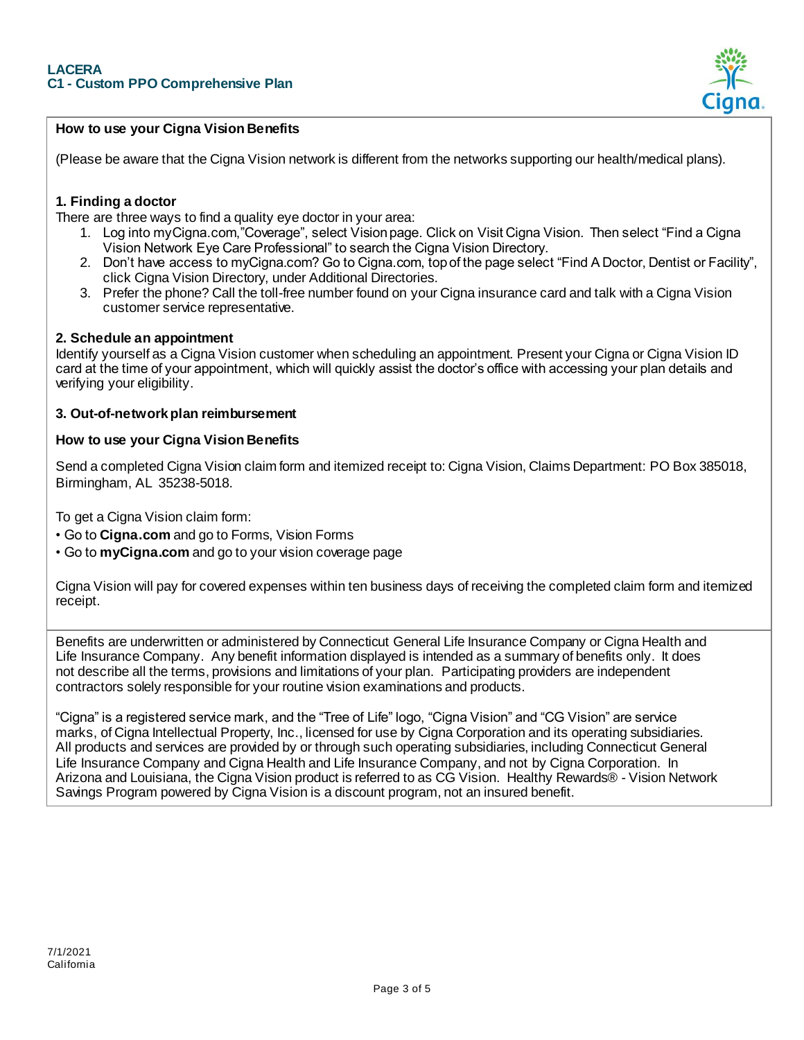**LACERA**
**C1 - Custom PPO Comprehensive Plan**

**How to use your Cigna Vision Benefits**

(Please be aware that the Cigna Vision network is different from the networks supporting our health/medical plans).

**1. Finding a doctor**

There are three ways to find a quality eye doctor in your area:

1. Log into myCigna.com,"Coverage", select Vision page. Click on Visit Cigna Vision. Then select "Find a Cigna Vision Network Eye Care Professional" to search the Cigna Vision Directory.
2. Don't have access to myCigna.com? Go to Cigna.com, top of the page select "Find A Doctor, Dentist or Facility", click Cigna Vision Directory, under Additional Directories.
3. Prefer the phone? Call the toll-free number found on your Cigna insurance card and talk with a Cigna Vision customer service representative.

**2. Schedule an appointment**

Identify yourself as a Cigna Vision customer when scheduling an appointment. Present your Cigna or Cigna Vision ID card at the time of your appointment, which will quickly assist the doctor's office with accessing your plan details and verifying your eligibility.

**3. Out-of-network plan reimbursement**

**How to use your Cigna Vision Benefits**

Send a completed Cigna Vision claim form and itemized receipt to: Cigna Vision, Claims Department: PO Box 385018, Birmingham, AL 35238-5018.

To get a Cigna Vision claim form:

- Go to **Cigna.com** and go to Forms, Vision Forms
- Go to **myCigna.com** and go to your vision coverage page

Cigna Vision will pay for covered expenses within ten business days of receiving the completed claim form and itemized receipt.

Benefits are underwritten or administered by Connecticut General Life Insurance Company or Cigna Health and Life Insurance Company. Any benefit information displayed is intended as a summary of benefits only. It does not describe all the terms, provisions and limitations of your plan. Participating providers are independent contractors solely responsible for your routine vision examinations and products.

"Cigna" is a registered service mark, and the "Tree of Life" logo, "Cigna Vision" and "CG Vision" are service marks, of Cigna Intellectual Property, Inc., licensed for use by Cigna Corporation and its operating subsidiaries. All products and services are provided by or through such operating subsidiaries, including Connecticut General Life Insurance Company and Cigna Health and Life Insurance Company, and not by Cigna Corporation. In Arizona and Louisiana, the Cigna Vision product is referred to as CG Vision. Healthy Rewards® - Vision Network Savings Program powered by Cigna Vision is a discount program, not an insured benefit.

7/1/2021
California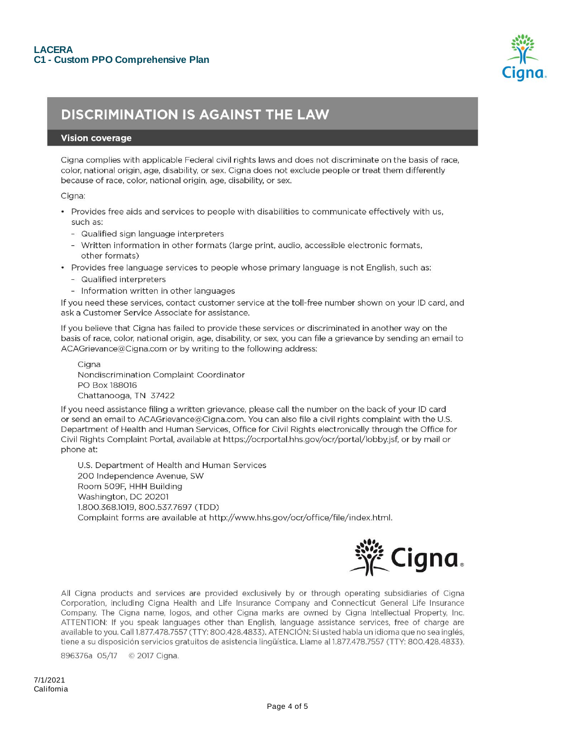# DISCRIMINATION IS AGAINST THE LAW

## Vision coverage

Cigna complies with applicable Federal civil rights laws and does not discriminate on the basis of race, color, national origin, age, disability, or sex. Cigna does not exclude people or treat them differently because of race, color, national origin, age, disability, or sex.

Cigna:

- Provides free aids and services to people with disabilities to communicate effectively with us, such as:
  - Qualified sign language interpreters
  - Written information in other formats (large print, audio, accessible electronic formats, other formats)
- Provides free language services to people whose primary language is not English, such as:
  - Qualified interpreters
  - Information written in other languages

If you need these services, contact customer service at the toll-free number shown on your ID card, and ask a Customer Service Associate for assistance.

If you believe that Cigna has failed to provide these services or discriminated in another way on the basis of race, color, national origin, age, disability, or sex, you can file a grievance by sending an email to ACAGrievance@Cigna.com or by writing to the following address:

Cigna
Nondiscrimination Complaint Coordinator
PO Box 188016
Chattanooga, TN 37422

If you need assistance filing a written grievance, please call the number on the back of your ID card or send an email to ACAGrievance@Cigna.com. You can also file a civil rights complaint with the U.S. Department of Health and Human Services, Office for Civil Rights electronically through the Office for Civil Rights Complaint Portal, available at https://ocrportal.hhs.gov/ocr/portal/lobby.jsf, or by mail or phone at:

U.S. Department of Health and Human Services
200 Independence Avenue, SW
Room 509F, HHH Building
Washington, DC 20201
1.800.368.1019, 800.537.7697 (TDD)
Complaint forms are available at http://www.hhs.gov/ocr/office/file/index.html.

All Cigna products and services are provided exclusively by or through operating subsidiaries of Cigna Corporation, including Cigna Health and Life Insurance Company and Connecticut General Life Insurance Company. The Cigna name, logos, and other Cigna marks are owned by Cigna Intellectual Property, Inc. ATTENTION: If you speak languages other than English, language assistance services, free of charge are available to you. Call 1.877.478.7557 (TTY: 800.428.4833). ATENCIÓN: Si usted habla un idioma que no sea inglés, tiene a su disposición servicios gratuitos de asistencia lingüística. Llame al 1.877.478.7557 (TTY: 800.428.4833).

896376a 05/17 © 2017 Cigna.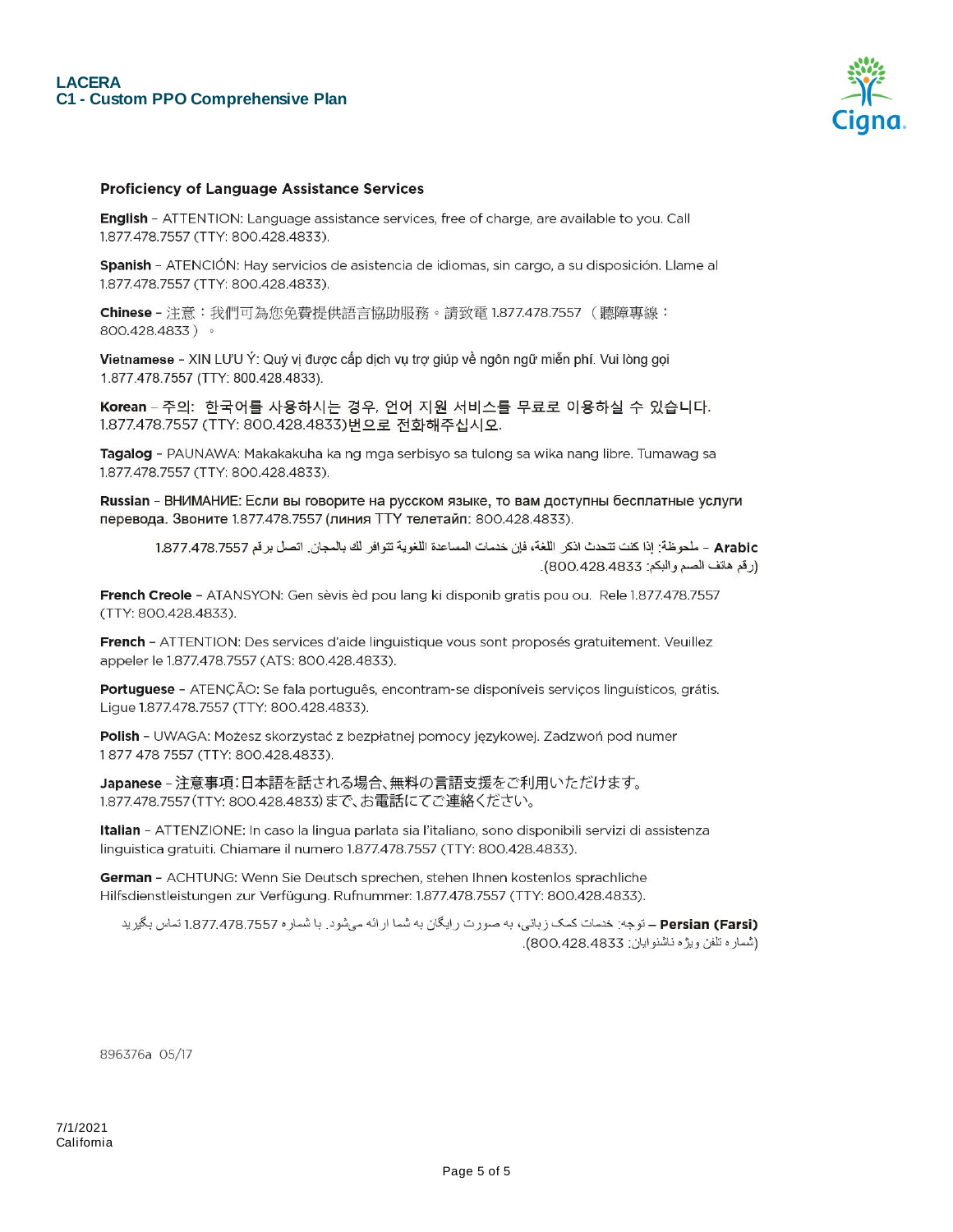LACERA
C1 - Custom PPO Comprehensive Plan

## Proficiency of Language Assistance Services

**English** – ATTENTION: Language assistance services, free of charge, are available to you. Call 1.877.478.7557 (TTY: 800.428.4833).

**Spanish** – ATENCIÓN: Hay servicios de asistencia de idiomas, sin cargo, a su disposición. Llame al 1.877.478.7557 (TTY: 800.428.4833).

**Chinese** – 注意：我們可為您免費提供語言協助服務。請致電 1.877.478.7557 （聽障專線：800.428.4833）。

**Vietnamese** – XIN LƯU Ý: Quý vị được cấp dịch vụ trợ giúp về ngôn ngữ miễn phí. Vui lòng gọi 1.877.478.7557 (TTY: 800.428.4833).

**Korean** – 주의: 한국어를 사용하시는 경우, 언어 지원 서비스를 무료로 이용하실 수 있습니다. 1.877.478.7557 (TTY: 800.428.4833)번으로 전화해주십시오.

**Tagalog** – PAUNAWA: Makakakuha ka ng mga serbisyo sa tulong sa wika nang libre. Tumawag sa 1.877.478.7557 (TTY: 800.428.4833).

**Russian** – ВНИМАНИЕ: Если вы говорите на русском языке, то вам доступны бесплатные услуги перевода. Звоните 1.877.478.7557 (линия TTY телетайп: 800.428.4833).

**Arabic** – ملحوظة: إذا كنت تتحدث اذكر اللغة، فإن خدمات المساعدة اللغوية تتوافر لك بالمجان. اتصل برقم 1.877.478.7557 (رقم هاتف الصم والبكم: 800.428.4833).

**French Creole** – ATANSYON: Gen sèvis èd pou lang ki disponib gratis pou ou. Rele 1.877.478.7557 (TTY: 800.428.4833).

**French** – ATTENTION: Des services d'aide linguistique vous sont proposés gratuitement. Veuillez appeler le 1.877.478.7557 (ATS: 800.428.4833).

**Portuguese** – ATENÇÃO: Se fala português, encontram-se disponíveis serviços linguísticos, grátis. Ligue 1.877.478.7557 (TTY: 800.428.4833).

**Polish** – UWAGA: Możesz skorzystać z bezpłatnej pomocy językowej. Zadzwoń pod numer 1 877 478 7557 (TTY: 800.428.4833).

**Japanese** – 注意事項：日本語を話される場合、無料の言語支援をご利用いただけます。1.877.478.7557（TTY: 800.428.4833）まで、お電話にてご連絡ください。

**Italian** – ATTENZIONE: In caso la lingua parlata sia l'italiano, sono disponibili servizi di assistenza linguistica gratuiti. Chiamare il numero 1.877.478.7557 (TTY: 800.428.4833).

**German** – ACHTUNG: Wenn Sie Deutsch sprechen, stehen Ihnen kostenlos sprachliche Hilfsdienstleistungen zur Verfügung. Rufnummer: 1.877.478.7557 (TTY: 800.428.4833).

**Persian (Farsi)** – توجه: خدمات کمک زبانی، به صورت رایگان به شما ارائه می‌شود. با شماره 1.877.478.7557 تماس بگیرید (شماره تلفن ویژه ناشنوایان: 800.428.4833).

896376a 05/17

7/1/2021
California